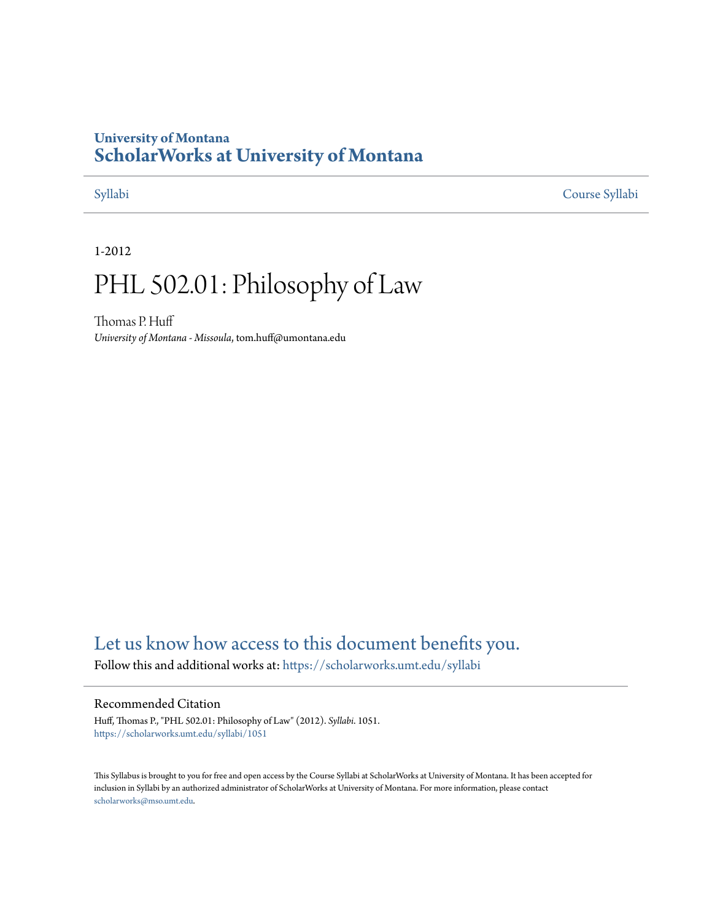University of Montana

# ScholarWorks at University of Montana

Syllabi

Course Syllabi

1-2012

# PHL 502.01: Philosophy of Law

Thomas P. Huff

*University of Montana - Missoula*, tom.huff@umontana.edu

Let us know how access to this document benefits you.

Follow this and additional works at: https://scholarworks.umt.edu/syllabi

## Recommended Citation

Huff, Thomas P., "PHL 502.01: Philosophy of Law" (2012). *Syllabi*. 1051.
https://scholarworks.umt.edu/syllabi/1051

This Syllabus is brought to you for free and open access by the Course Syllabi at ScholarWorks at University of Montana. It has been accepted for inclusion in Syllabi by an authorized administrator of ScholarWorks at University of Montana. For more information, please contact scholarworks@mso.umt.edu.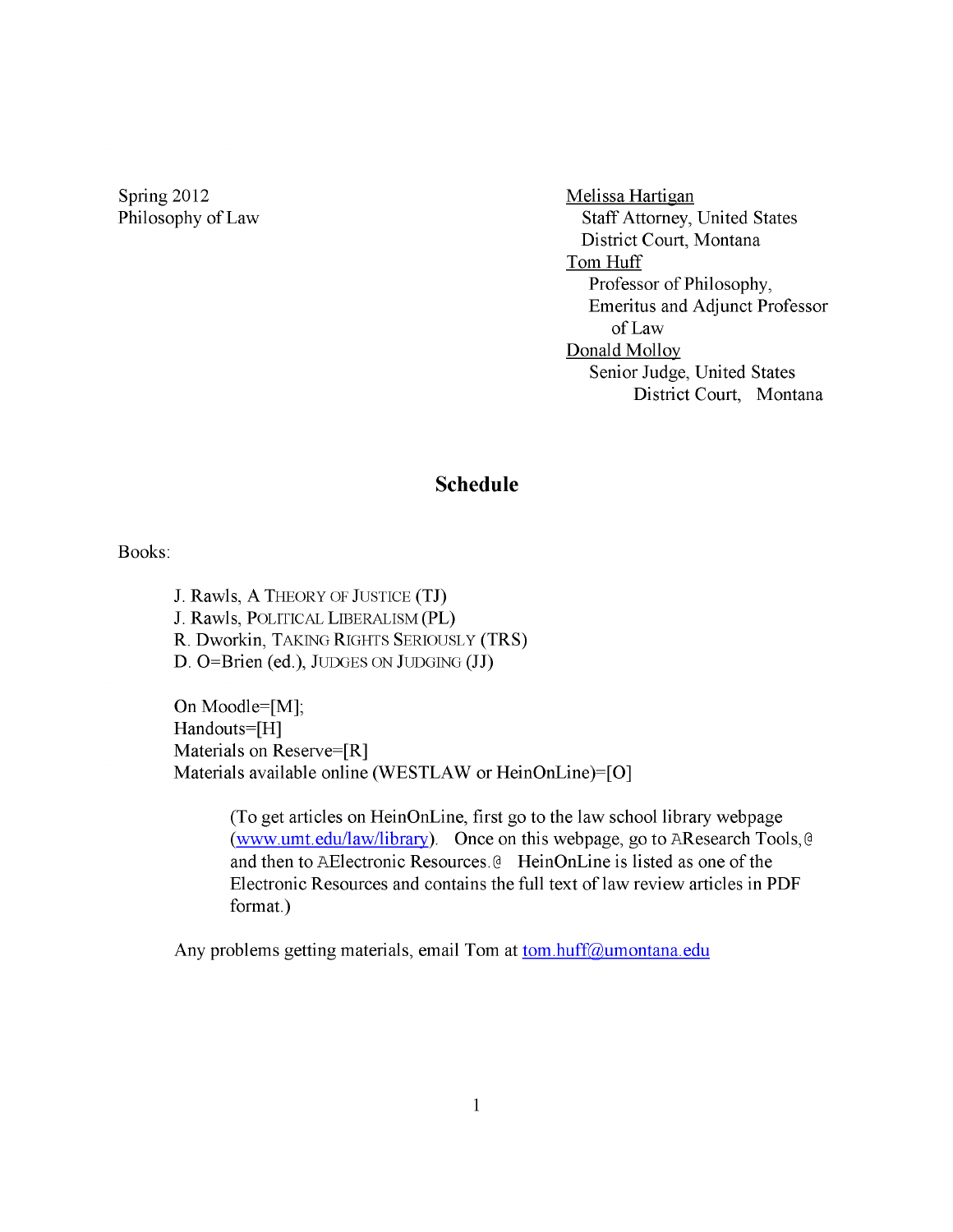Spring 2012
Philosophy of Law

Melissa Hartigan
Staff Attorney, United States District Court, Montana

Tom Huff
Professor of Philosophy, Emeritus and Adjunct Professor of Law

Donald Molloy
Senior Judge, United States District Court, Montana

## Schedule

Books:

- J. Rawls, A THEORY OF JUSTICE (TJ)
- J. Rawls, POLITICAL LIBERALISM (PL)
- R. Dworkin, TAKING RIGHTS SERIOUSLY (TRS)
- D. O=Brien (ed.), JUDGES ON JUDGING (JJ)

On Moodle=[M];
Handouts=[H]
Materials on Reserve=[R]
Materials available online (WESTLAW or HeinOnLine)=[O]

> (To get articles on HeinOnLine, first go to the law school library webpage (www.umt.edu/law/library). Once on this webpage, go to AResearch Tools,@ and then to AElectronic Resources.@ HeinOnLine is listed as one of the Electronic Resources and contains the full text of law review articles in PDF format.)

Any problems getting materials, email Tom at tom.huff@umontana.edu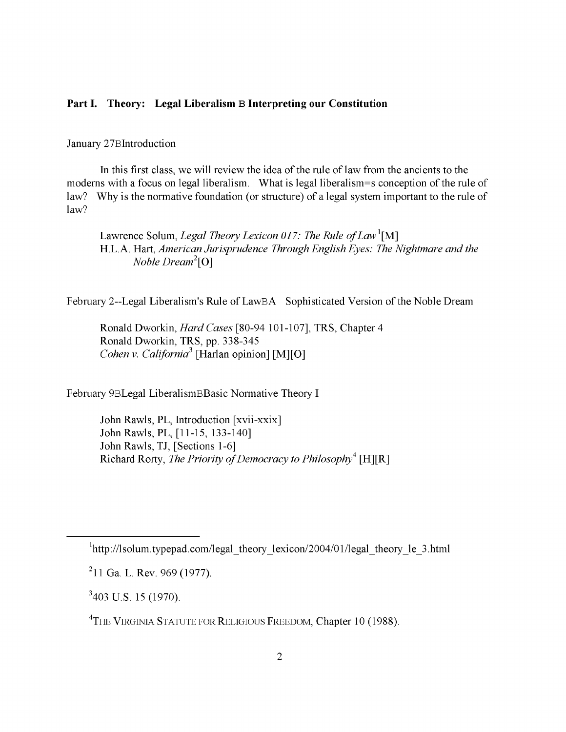**Part I. Theory: Legal Liberalism B Interpreting our Constitution**

January 27BIntroduction

In this first class, we will review the idea of the rule of law from the ancients to the moderns with a focus on legal liberalism. What is legal liberalism=s conception of the rule of law? Why is the normative foundation (or structure) of a legal system important to the rule of law?

> Lawrence Solum, *Legal Theory Lexicon 017: The Rule of Law*[1][M]
> H.L.A. Hart, *American Jurisprudence Through English Eyes: The Nightmare and the Noble Dream*[2][O]

February 2--Legal Liberalism's Rule of LawBA Sophisticated Version of the Noble Dream

> Ronald Dworkin, *Hard Cases* [80-94 101-107], TRS, Chapter 4
> Ronald Dworkin, TRS, pp. 338-345
> *Cohen v. California*[3] [Harlan opinion] [M][O]

February 9BLegal LiberalismBBasic Normative Theory I

> John Rawls, PL, Introduction [xvii-xxix]
> John Rawls, PL, [11-15, 133-140]
> John Rawls, TJ, [Sections 1-6]
> Richard Rorty, *The Priority of Democracy to Philosophy*[4] [H][R]

---

[1] http://lsolum.typepad.com/legal_theory_lexicon/2004/01/legal_theory_le_3.html

[2] 11 Ga. L. Rev. 969 (1977).

[3] 403 U.S. 15 (1970).

[4] THE VIRGINIA STATUTE FOR RELIGIOUS FREEDOM, Chapter 10 (1988).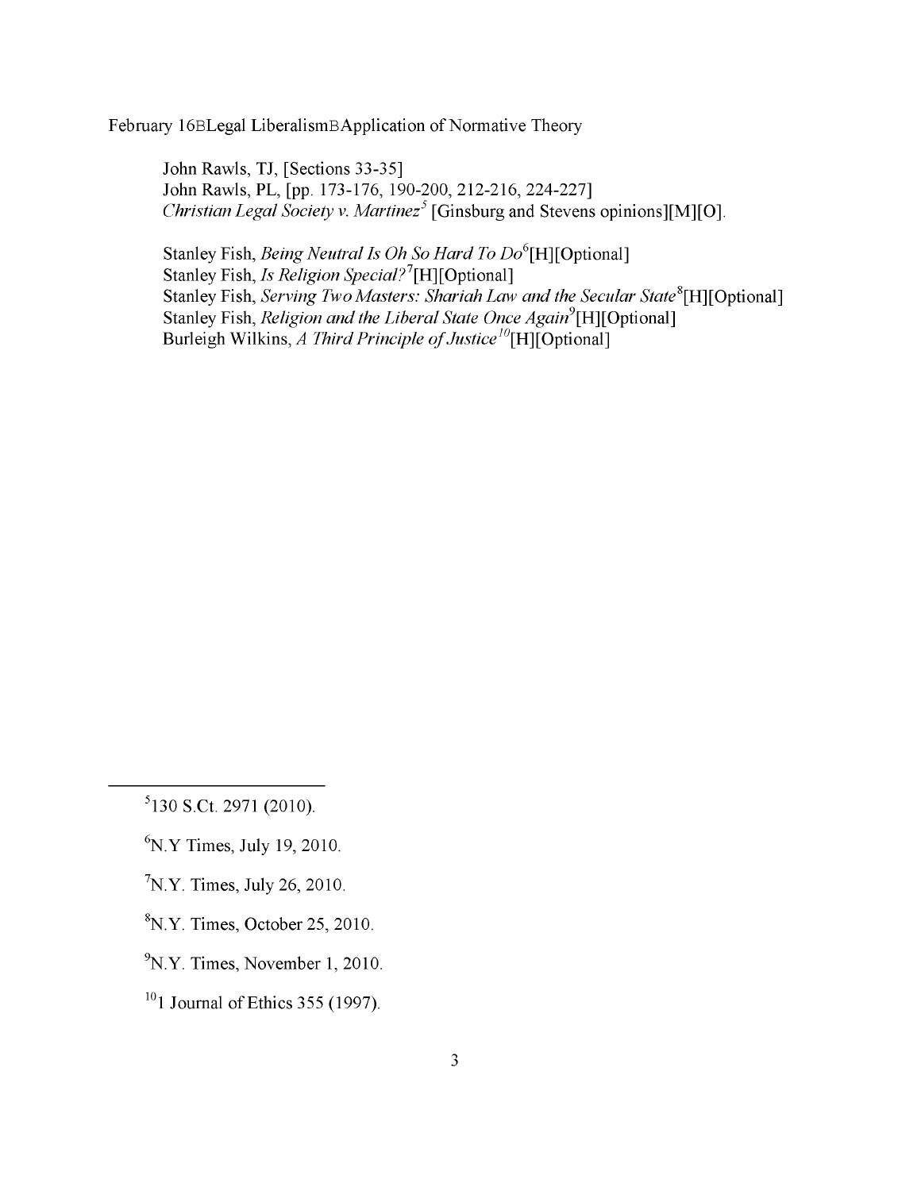February 16BLegal LiberalismBApplication of Normative Theory

John Rawls, TJ, [Sections 33-35]
John Rawls, PL, [pp. 173-176, 190-200, 212-216, 224-227]
*Christian Legal Society v. Martinez*[5] [Ginsburg and Stevens opinions][M][O].

Stanley Fish, *Being Neutral Is Oh So Hard To Do*[6][H][Optional]
Stanley Fish, *Is Religion Special?*[7][H][Optional]
Stanley Fish, *Serving Two Masters: Shariah Law and the Secular State*[8][H][Optional]
Stanley Fish, *Religion and the Liberal State Once Again*[9][H][Optional]
Burleigh Wilkins, *A Third Principle of Justice*[10][H][Optional]

---

[5] 130 S.Ct. 2971 (2010).

[6] N.Y Times, July 19, 2010.

[7] N.Y. Times, July 26, 2010.

[8] N.Y. Times, October 25, 2010.

[9] N.Y. Times, November 1, 2010.

[10] 1 Journal of Ethics 355 (1997).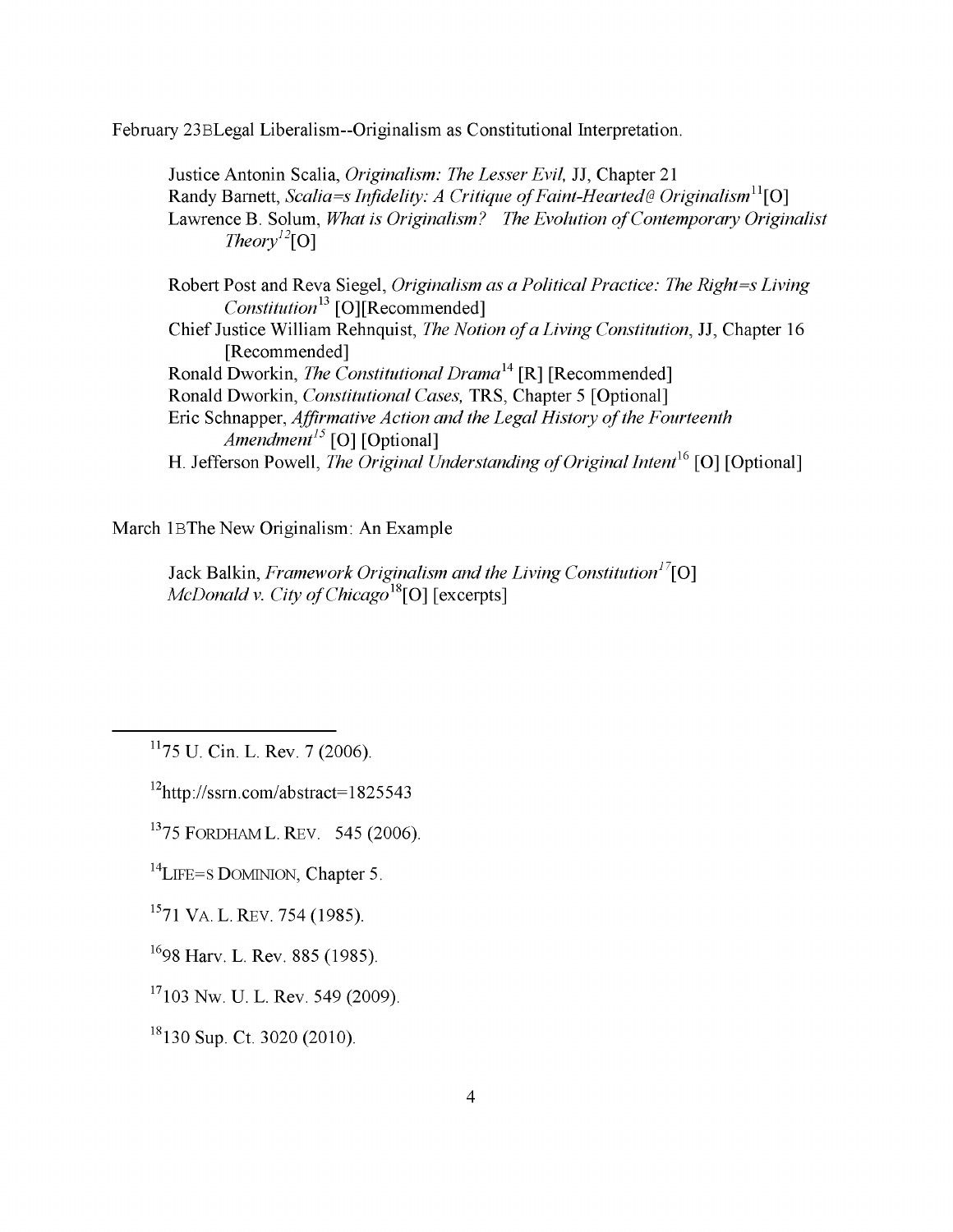February 23BLegal Liberalism--Originalism as Constitutional Interpretation.

> Justice Antonin Scalia, *Originalism: The Lesser Evil,* JJ, Chapter 21
> Randy Barnett, *Scalia=s Infidelity: A Critique of Faint-Hearted@ Originalism*[11][O]
> Lawrence B. Solum, *What is Originalism? The Evolution of Contemporary Originalist Theory*[12][O]
>
> Robert Post and Reva Siegel, *Originalism as a Political Practice: The Right=s Living Constitution*[13] [O][Recommended]
> Chief Justice William Rehnquist, *The Notion of a Living Constitution,* JJ, Chapter 16 [Recommended]
> Ronald Dworkin, *The Constitutional Drama*[14] [R] [Recommended]
> Ronald Dworkin, *Constitutional Cases,* TRS, Chapter 5 [Optional]
> Eric Schnapper, *Affirmative Action and the Legal History of the Fourteenth Amendment*[15] [O] [Optional]
> H. Jefferson Powell, *The Original Understanding of Original Intent*[16] [O] [Optional]

March 1BThe New Originalism: An Example

> Jack Balkin, *Framework Originalism and the Living Constitution*[17][O]
> *McDonald v. City of Chicago*[18][O] [excerpts]

---

[11] 75 U. Cin. L. Rev. 7 (2006).

[12] http://ssrn.com/abstract=1825543

[13] 75 FORDHAM L. REV. 545 (2006).

[14] LIFE=S DOMINION, Chapter 5.

[15] 71 VA. L. REV. 754 (1985).

[16] 98 Harv. L. Rev. 885 (1985).

[17] 103 Nw. U. L. Rev. 549 (2009).

[18] 130 Sup. Ct. 3020 (2010).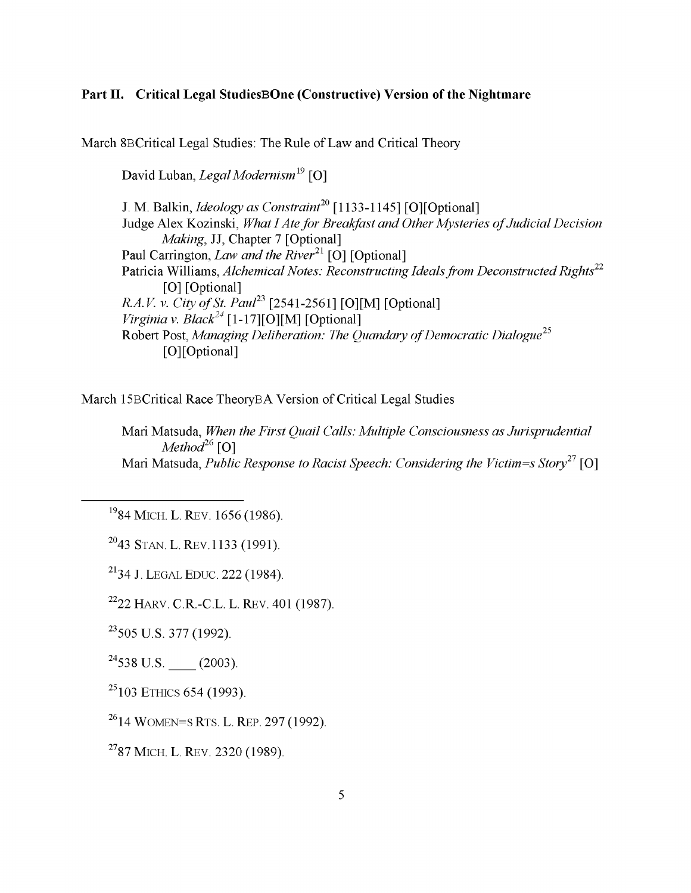**Part II. Critical Legal StudiesBOne (Constructive) Version of the Nightmare**

March 8BCritical Legal Studies: The Rule of Law and Critical Theory

David Luban, *Legal Modernism*[19] [O]

J. M. Balkin, *Ideology as Constraint*[20] [1133-1145] [O][Optional]
Judge Alex Kozinski, *What I Ate for Breakfast and Other Mysteries of Judicial Decision Making*, JJ, Chapter 7 [Optional]
Paul Carrington, *Law and the River*[21] [O] [Optional]
Patricia Williams, *Alchemical Notes: Reconstructing Ideals from Deconstructed Rights*[22] [O] [Optional]
*R.A.V. v. City of St. Paul*[23] [2541-2561] [O][M] [Optional]
*Virginia v. Black*[24] [1-17][O][M] [Optional]
Robert Post, *Managing Deliberation: The Quandary of Democratic Dialogue*[25] [O][Optional]

March 15BCritical Race TheoryBA Version of Critical Legal Studies

Mari Matsuda, *When the First Quail Calls: Multiple Consciousness as Jurisprudential Method*[26] [O]
Mari Matsuda, *Public Response to Racist Speech: Considering the Victim=s Story*[27] [O]

---

[19] 84 MICH. L. REV. 1656 (1986).

[20] 43 STAN. L. REV.1133 (1991).

[21] 34 J. LEGAL EDUC. 222 (1984).

[22] 22 HARV. C.R.-C.L. L. REV. 401 (1987).

[23] 505 U.S. 377 (1992).

[24] 538 U.S. \_\_\_\_ (2003).

[25] 103 ETHICS 654 (1993).

[26] 14 WOMEN=S RTS. L. REP. 297 (1992).

[27] 87 MICH. L. REV. 2320 (1989).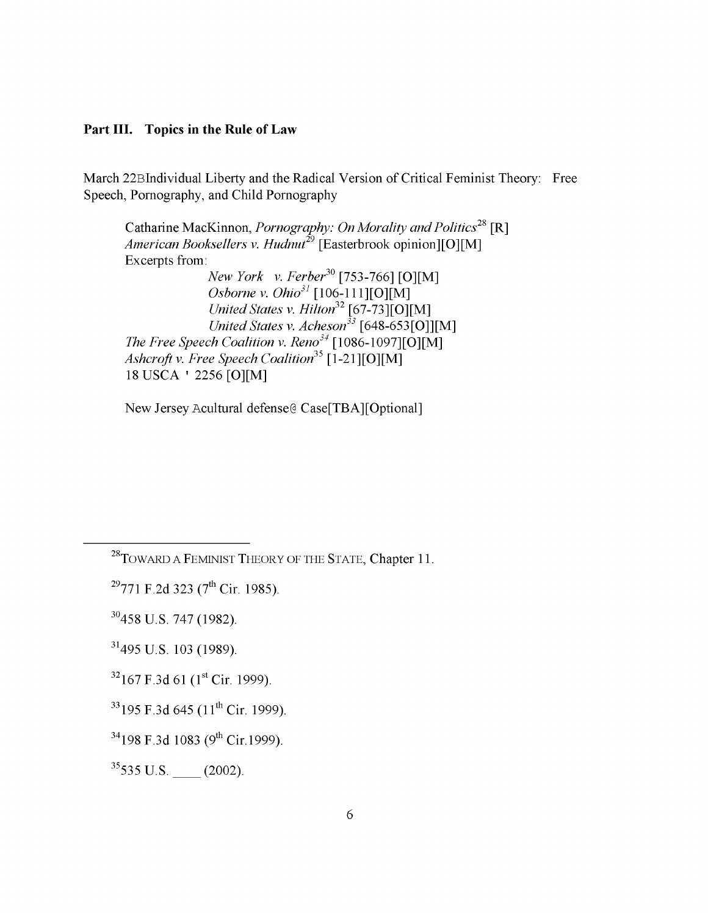**Part III. Topics in the Rule of Law**

March 22BIndividual Liberty and the Radical Version of Critical Feminist Theory: Free Speech, Pornography, and Child Pornography

Catharine MacKinnon, *Pornography: On Morality and Politics*[28] [R]
*American Booksellers v. Hudnut*[29] [Easterbrook opinion][O][M]
Excerpts from:
*New York v. Ferber*[30] [753-766] [O][M]
*Osborne v. Ohio*[31] [106-111][O][M]
*United States v. Hilton*[32] [67-73][O][M]
*United States v. Acheson*[33] [648-653[O]][M]
*The Free Speech Coalition v. Reno*[34] [1086-1097][O][M]
*Ashcroft v. Free Speech Coalition*[35] [1-21][O][M]
18 USCA ' 2256 [O][M]

New Jersey Acultural defense@ Case[TBA][Optional]

---

[28]TOWARD A FEMINIST THEORY OF THE STATE, Chapter 11.

[29]771 F.2d 323 (7th Cir. 1985).

[30]458 U.S. 747 (1982).

[31]495 U.S. 103 (1989).

[32]167 F.3d 61 (1st Cir. 1999).

[33]195 F.3d 645 (11th Cir. 1999).

[34]198 F.3d 1083 (9th Cir.1999).

[35]535 U.S. ____ (2002).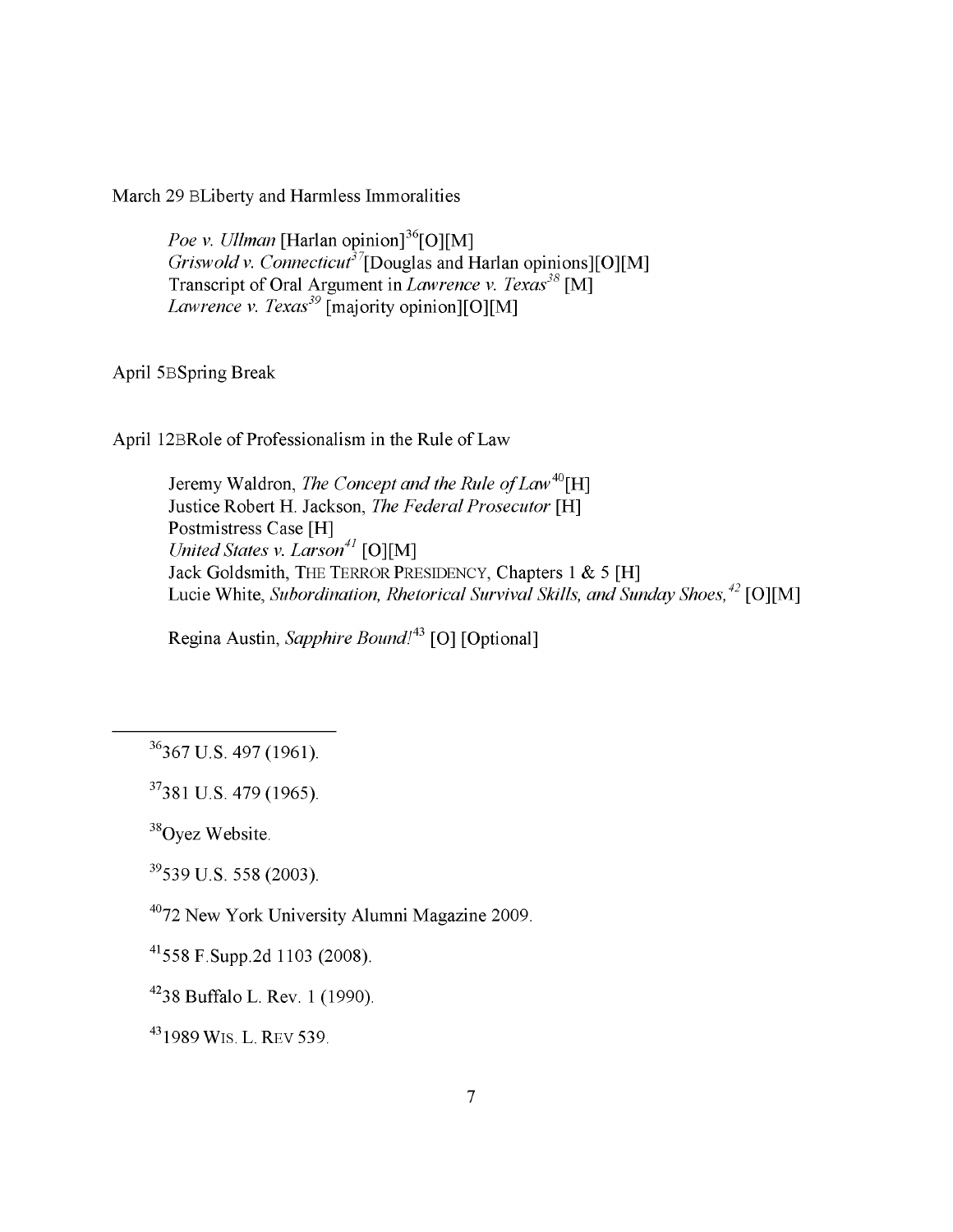March 29 BLiberty and Harmless Immoralities

*Poe v. Ullman* [Harlan opinion][36][O][M]
*Griswold v. Connecticut*[37][Douglas and Harlan opinions][O][M]
Transcript of Oral Argument in *Lawrence v. Texas*[38] [M]
*Lawrence v. Texas*[39] [majority opinion][O][M]

April 5BSpring Break

April 12BRole of Professionalism in the Rule of Law

Jeremy Waldron, *The Concept and the Rule of Law*[40][H]
Justice Robert H. Jackson, *The Federal Prosecutor* [H]
Postmistress Case [H]
*United States v. Larson*[41] [O][M]
Jack Goldsmith, THE TERROR PRESIDENCY, Chapters 1 & 5 [H]
Lucie White, *Subordination, Rhetorical Survival Skills, and Sunday Shoes,*[42] [O][M]

Regina Austin, *Sapphire Bound!*[43] [O] [Optional]

---

[36] 367 U.S. 497 (1961).

[37] 381 U.S. 479 (1965).

[38] Oyez Website.

[39] 539 U.S. 558 (2003).

[40] 72 New York University Alumni Magazine 2009.

[41] 558 F.Supp.2d 1103 (2008).

[42] 38 Buffalo L. Rev. 1 (1990).

[43] 1989 WIS. L. REV 539.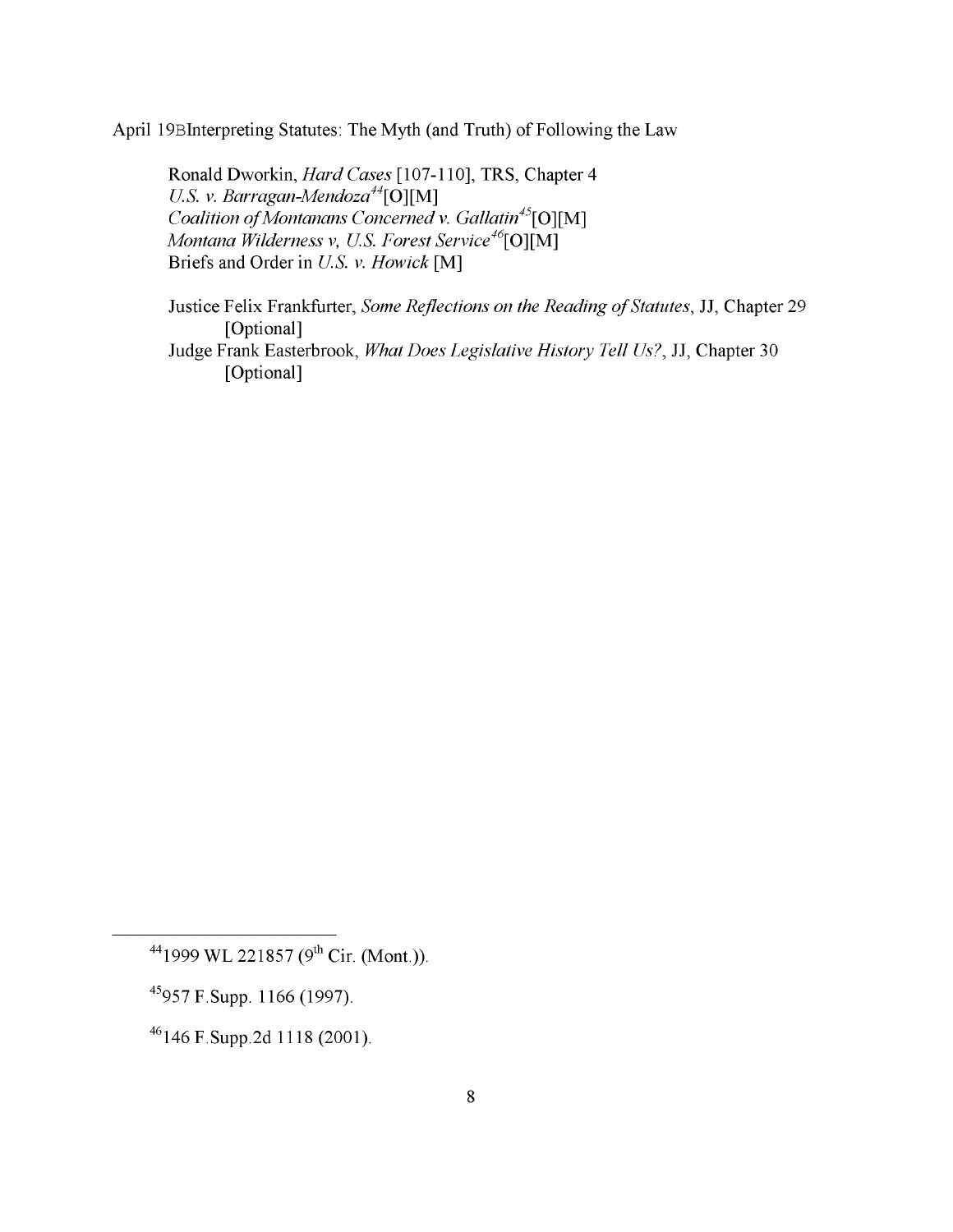April 19BInterpreting Statutes: The Myth (and Truth) of Following the Law

Ronald Dworkin, *Hard Cases* [107-110], TRS, Chapter 4
*U.S. v. Barragan-Mendoza*[44][O][M]
*Coalition of Montanans Concerned v. Gallatin*[45][O][M]
*Montana Wilderness v, U.S. Forest Service*[46][O][M]
Briefs and Order in *U.S. v. Howick* [M]

Justice Felix Frankfurter, *Some Reflections on the Reading of Statutes*, JJ, Chapter 29 [Optional]
Judge Frank Easterbrook, *What Does Legislative History Tell Us?*, JJ, Chapter 30 [Optional]

---

[44] 1999 WL 221857 (9th Cir. (Mont.)).

[45] 957 F.Supp. 1166 (1997).

[46] 146 F.Supp.2d 1118 (2001).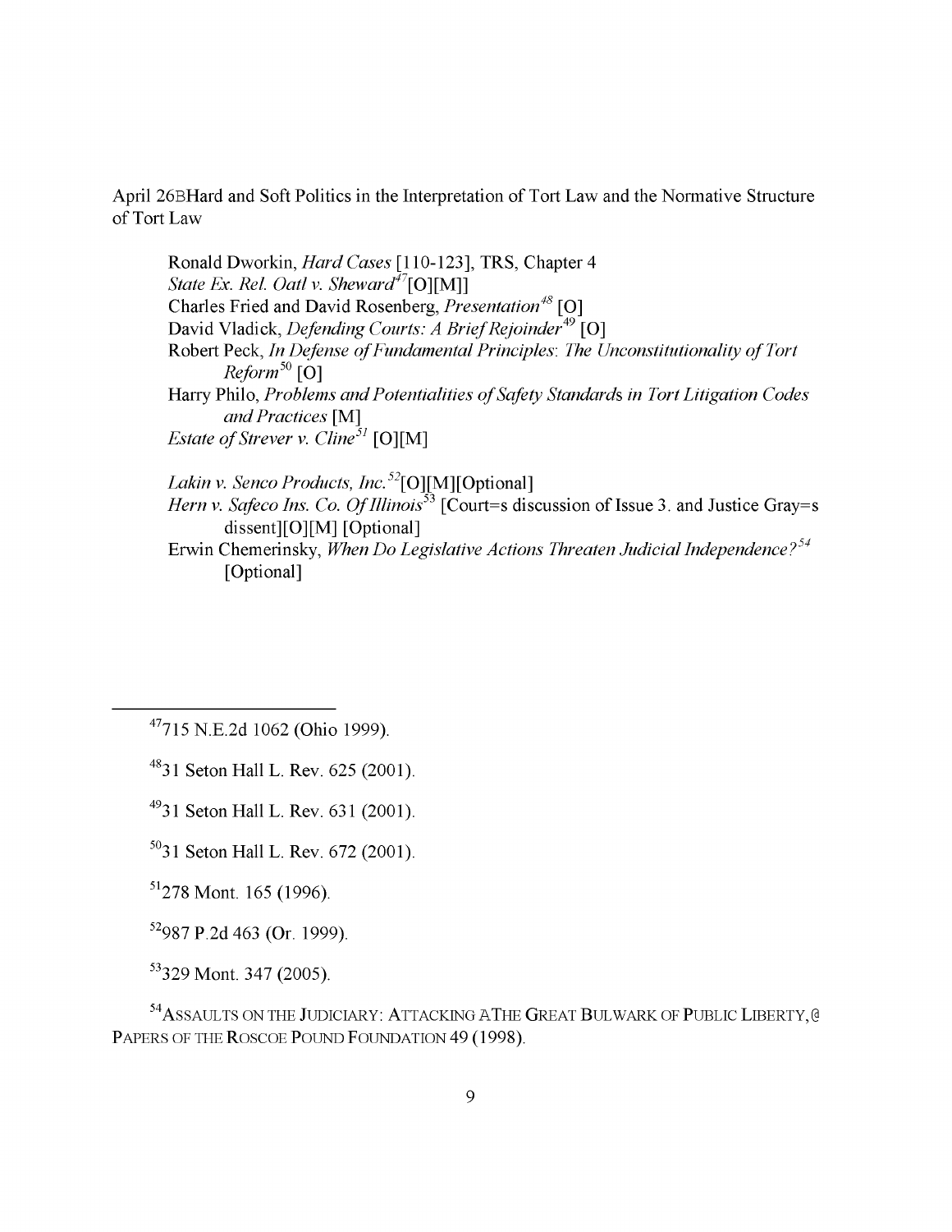April 26BHard and Soft Politics in the Interpretation of Tort Law and the Normative Structure of Tort Law

Ronald Dworkin, *Hard Cases* [110-123], TRS, Chapter 4
*State Ex. Rel. Oatl v. Sheward*[47][O][M]]
Charles Fried and David Rosenberg, *Presentation*[48] [O]
David Vladick, *Defending Courts: A Brief Rejoinder*[49] [O]
Robert Peck, *In Defense of Fundamental Principles: The Unconstitutionality of Tort Reform*[50] [O]
Harry Philo, *Problems and Potentialities of Safety Standards in Tort Litigation Codes and Practices* [M]
*Estate of Strever v. Cline*[51] [O][M]

*Lakin v. Senco Products, Inc.*[52][O][M][Optional]
*Hern v. Safeco Ins. Co. Of Illinois*[53] [Court=s discussion of Issue 3. and Justice Gray=s dissent][O][M] [Optional]
Erwin Chemerinsky, *When Do Legislative Actions Threaten Judicial Independence?*[54] [Optional]

---

[47] 715 N.E.2d 1062 (Ohio 1999).

[48] 31 Seton Hall L. Rev. 625 (2001).

[49] 31 Seton Hall L. Rev. 631 (2001).

[50] 31 Seton Hall L. Rev. 672 (2001).

[51] 278 Mont. 165 (1996).

[52] 987 P.2d 463 (Or. 1999).

[53] 329 Mont. 347 (2005).

[54] ASSAULTS ON THE JUDICIARY: ATTACKING ATHE GREAT BULWARK OF PUBLIC LIBERTY,@ PAPERS OF THE ROSCOE POUND FOUNDATION 49 (1998).